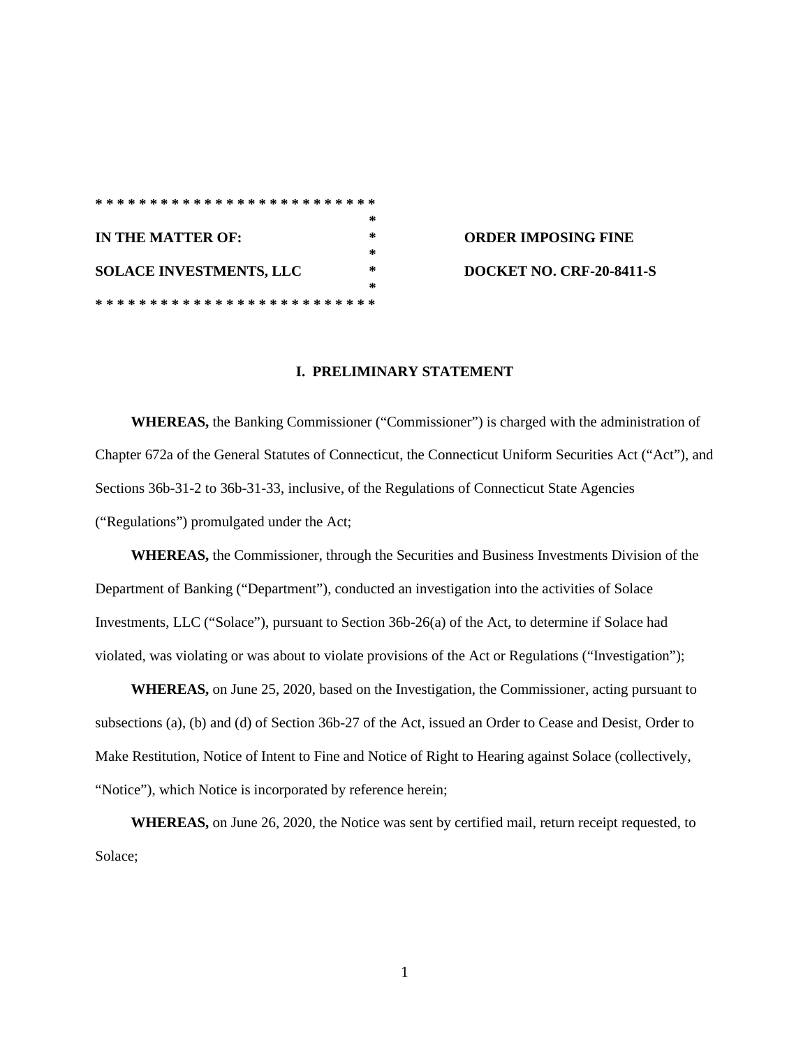```
* * * * * * * * * * * * * * * * * * * * * * * * *
                                                *
IN THE MATTER OF:                               *     ORDER IMPOSING FINE
                                                *
SOLACE INVESTMENTS, LLC                         *     DOCKET NO. CRF-20-8411-S
                                                *
* * * * * * * * * * * * * * * * * * * * * * * * *
```

## I. PRELIMINARY STATEMENT

**WHEREAS,** the Banking Commissioner ("Commissioner") is charged with the administration of Chapter 672a of the General Statutes of Connecticut, the Connecticut Uniform Securities Act ("Act"), and Sections 36b-31-2 to 36b-31-33, inclusive, of the Regulations of Connecticut State Agencies ("Regulations") promulgated under the Act;

**WHEREAS,** the Commissioner, through the Securities and Business Investments Division of the Department of Banking ("Department"), conducted an investigation into the activities of Solace Investments, LLC ("Solace"), pursuant to Section 36b-26(a) of the Act, to determine if Solace had violated, was violating or was about to violate provisions of the Act or Regulations ("Investigation");

**WHEREAS,** on June 25, 2020, based on the Investigation, the Commissioner, acting pursuant to subsections (a), (b) and (d) of Section 36b-27 of the Act, issued an Order to Cease and Desist, Order to Make Restitution, Notice of Intent to Fine and Notice of Right to Hearing against Solace (collectively, "Notice"), which Notice is incorporated by reference herein;

**WHEREAS,** on June 26, 2020, the Notice was sent by certified mail, return receipt requested, to Solace;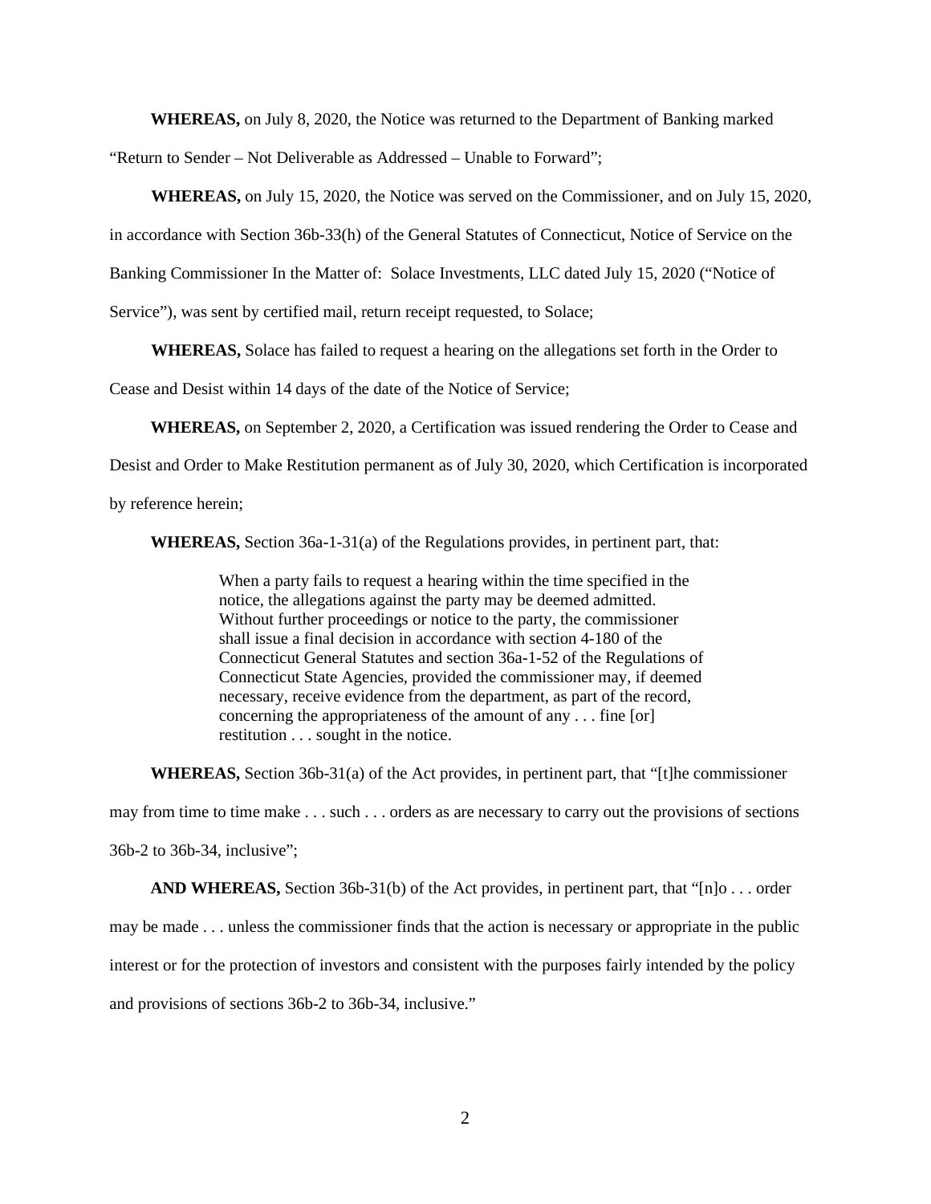**WHEREAS,** on July 8, 2020, the Notice was returned to the Department of Banking marked "Return to Sender – Not Deliverable as Addressed – Unable to Forward";

**WHEREAS,** on July 15, 2020, the Notice was served on the Commissioner, and on July 15, 2020, in accordance with Section 36b-33(h) of the General Statutes of Connecticut, Notice of Service on the Banking Commissioner In the Matter of: Solace Investments, LLC dated July 15, 2020 ("Notice of Service"), was sent by certified mail, return receipt requested, to Solace;

**WHEREAS,** Solace has failed to request a hearing on the allegations set forth in the Order to Cease and Desist within 14 days of the date of the Notice of Service;

**WHEREAS,** on September 2, 2020, a Certification was issued rendering the Order to Cease and Desist and Order to Make Restitution permanent as of July 30, 2020, which Certification is incorporated by reference herein;

**WHEREAS,** Section 36a-1-31(a) of the Regulations provides, in pertinent part, that:

> When a party fails to request a hearing within the time specified in the notice, the allegations against the party may be deemed admitted. Without further proceedings or notice to the party, the commissioner shall issue a final decision in accordance with section 4-180 of the Connecticut General Statutes and section 36a-1-52 of the Regulations of Connecticut State Agencies, provided the commissioner may, if deemed necessary, receive evidence from the department, as part of the record, concerning the appropriateness of the amount of any . . . fine [or] restitution . . . sought in the notice.

**WHEREAS,** Section 36b-31(a) of the Act provides, in pertinent part, that "[t]he commissioner may from time to time make . . . such . . . orders as are necessary to carry out the provisions of sections 36b-2 to 36b-34, inclusive";

**AND WHEREAS,** Section 36b-31(b) of the Act provides, in pertinent part, that "[n]o . . . order may be made . . . unless the commissioner finds that the action is necessary or appropriate in the public interest or for the protection of investors and consistent with the purposes fairly intended by the policy and provisions of sections 36b-2 to 36b-34, inclusive."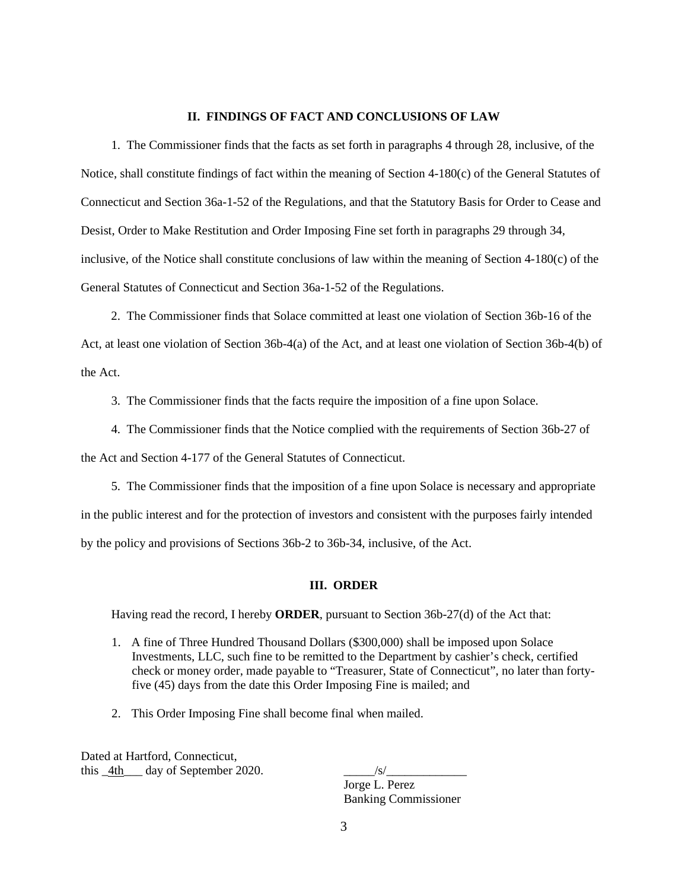## II. FINDINGS OF FACT AND CONCLUSIONS OF LAW

1. The Commissioner finds that the facts as set forth in paragraphs 4 through 28, inclusive, of the Notice, shall constitute findings of fact within the meaning of Section 4-180(c) of the General Statutes of Connecticut and Section 36a-1-52 of the Regulations, and that the Statutory Basis for Order to Cease and Desist, Order to Make Restitution and Order Imposing Fine set forth in paragraphs 29 through 34, inclusive, of the Notice shall constitute conclusions of law within the meaning of Section 4-180(c) of the General Statutes of Connecticut and Section 36a-1-52 of the Regulations.

2. The Commissioner finds that Solace committed at least one violation of Section 36b-16 of the Act, at least one violation of Section 36b-4(a) of the Act, and at least one violation of Section 36b-4(b) of the Act.

3. The Commissioner finds that the facts require the imposition of a fine upon Solace.

4. The Commissioner finds that the Notice complied with the requirements of Section 36b-27 of the Act and Section 4-177 of the General Statutes of Connecticut.

5. The Commissioner finds that the imposition of a fine upon Solace is necessary and appropriate in the public interest and for the protection of investors and consistent with the purposes fairly intended by the policy and provisions of Sections 36b-2 to 36b-34, inclusive, of the Act.

## III. ORDER

Having read the record, I hereby **ORDER**, pursuant to Section 36b-27(d) of the Act that:

1. A fine of Three Hundred Thousand Dollars ($300,000) shall be imposed upon Solace Investments, LLC, such fine to be remitted to the Department by cashier's check, certified check or money order, made payable to "Treasurer, State of Connecticut", no later than forty-five (45) days from the date this Order Imposing Fine is mailed; and

2. This Order Imposing Fine shall become final when mailed.

Dated at Hartford, Connecticut,
this \_4th\_\_\_ day of September 2020.

\_\_\_\_\_/s/\_\_\_\_\_\_\_\_\_\_\_\_\_
Jorge L. Perez
Banking Commissioner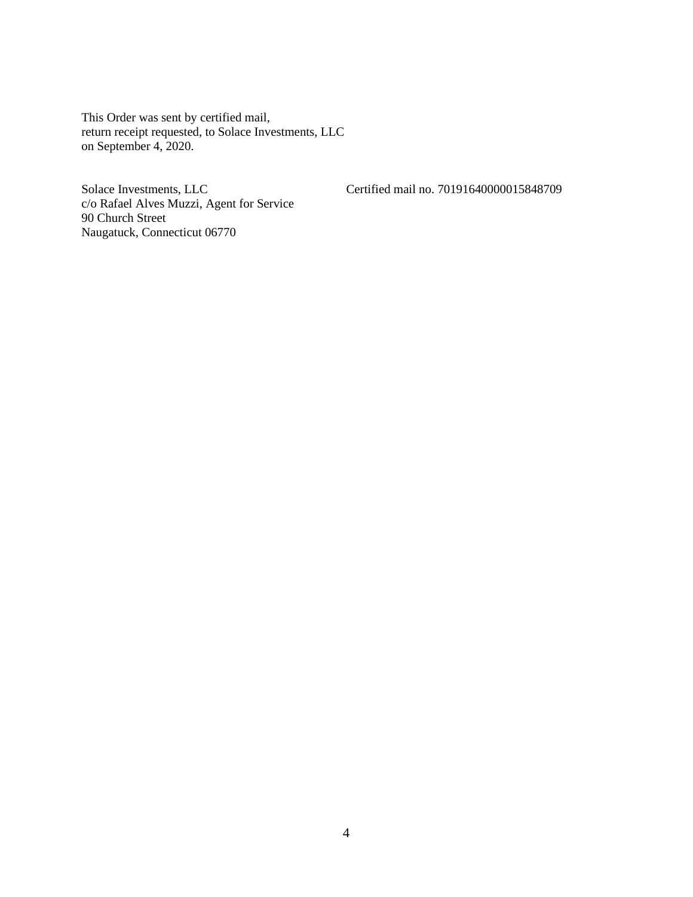This Order was sent by certified mail,
return receipt requested, to Solace Investments, LLC
on September 4, 2020.

Solace Investments, LLC
c/o Rafael Alves Muzzi, Agent for Service
90 Church Street
Naugatuck, Connecticut 06770

Certified mail no. 70191640000015848709